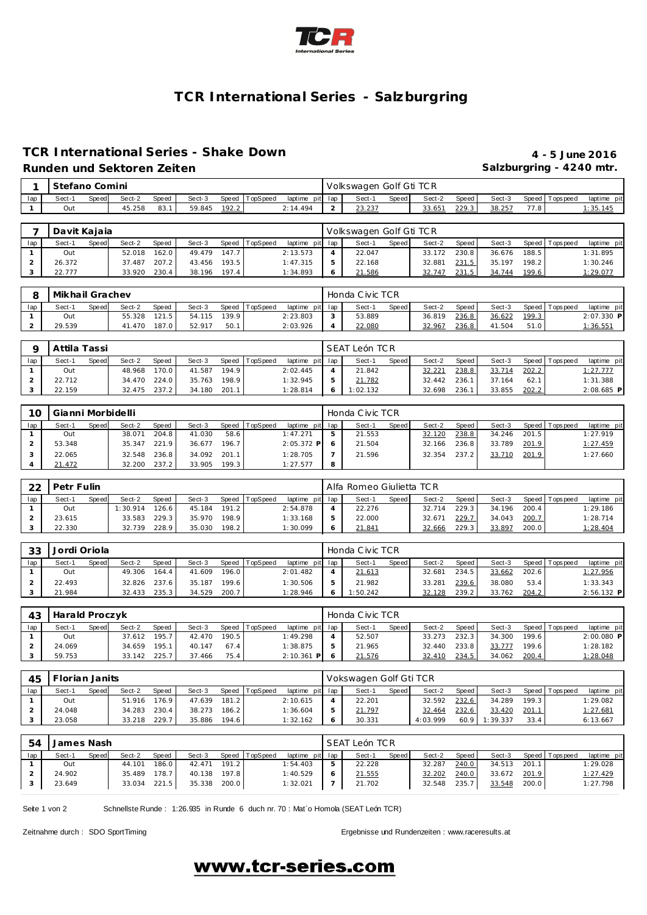# TCR International Series - Salzburgring

## TCR International Series - Shake Down

**4 - 5 June 2016**

**Runden und Sektoren Zeiten**

**Salzburgring - 4240 mtr.**

| 1 | Stefano Comini | | | | | | | | | Volkswagen Golf Gti TCR | | | | | | | | |
|---|---|---|---|---|---|---|---|---|---|---|---|---|---|---|---|---|---|---|
| lap | Sect-1 | Speed | Sect-2 | Speed | Sect-3 | Speed | TopSpeed | laptime pit | lap | Sect-1 | Speed | Sect-2 | Speed | Sect-3 | Speed | Topspeed | laptime pit |
| 1 | Out | | 45.258 | 83.1 | 59.845 | 192.2 | | 2:14.494 | 2 | 23.237 | | 33.651 | 229.3 | 38.257 | 77.8 | | 1:35.145 |

| 7 | Davit Kajaia | | | | | | | | Volkswagen Golf Gti TCR | | | | | | | | |
|---|---|---|---|---|---|---|---|---|---|---|---|---|---|---|---|---|---|
| lap | Sect-1 | Speed | Sect-2 | Speed | Sect-3 | Speed | TopSpeed | laptime pit | lap | Sect-1 | Speed | Sect-2 | Speed | Sect-3 | Speed | Topspeed | laptime pit |
| 1 | Out | | 52.018 | 162.0 | 49.479 | 147.7 | | 2:13.573 | 4 | 22.047 | | 33.172 | 230.8 | 36.676 | 188.5 | | 1:31.895 |
| 2 | 26.372 | | 37.487 | 207.2 | 43.456 | 193.5 | | 1:47.315 | 5 | 22.168 | | 32.881 | 231.5 | 35.197 | 198.2 | | 1:30.246 |
| 3 | 22.777 | | 33.920 | 230.4 | 38.196 | 197.4 | | 1:34.893 | 6 | 21.586 | | 32.747 | 231.5 | 34.744 | 199.6 | | 1:29.077 |

| 8 | Mikhail Grachev | | | | | | | | Honda Civic TCR | | | | | | | | |
|---|---|---|---|---|---|---|---|---|---|---|---|---|---|---|---|---|---|
| lap | Sect-1 | Speed | Sect-2 | Speed | Sect-3 | Speed | TopSpeed | laptime pit | lap | Sect-1 | Speed | Sect-2 | Speed | Sect-3 | Speed | Topspeed | laptime pit |
| 1 | Out | | 55.328 | 121.5 | 54.115 | 139.9 | | 2:23.803 | 3 | 53.889 | | 36.819 | 236.8 | 36.622 | 199.3 | | 2:07.330 P |
| 2 | 29.539 | | 41.470 | 187.0 | 52.917 | 50.1 | | 2:03.926 | 4 | 22.080 | | 32.967 | 236.8 | 41.504 | 51.0 | | 1:36.551 |

| 9 | Attila Tassi | | | | | | | | SEAT León TCR | | | | | | | | |
|---|---|---|---|---|---|---|---|---|---|---|---|---|---|---|---|---|---|
| lap | Sect-1 | Speed | Sect-2 | Speed | Sect-3 | Speed | TopSpeed | laptime pit | lap | Sect-1 | Speed | Sect-2 | Speed | Sect-3 | Speed | Topspeed | laptime pit |
| 1 | Out | | 48.968 | 170.0 | 41.587 | 194.9 | | 2:02.445 | 4 | 21.842 | | 32.221 | 238.8 | 33.714 | 202.2 | | 1:27.777 |
| 2 | 22.712 | | 34.470 | 224.0 | 35.763 | 198.9 | | 1:32.945 | 5 | 21.782 | | 32.442 | 236.1 | 37.164 | 62.1 | | 1:31.388 |
| 3 | 22.159 | | 32.475 | 237.2 | 34.180 | 201.1 | | 1:28.814 | 6 | 1:02.132 | | 32.698 | 236.1 | 33.855 | 202.2 | | 2:08.685 P |

| 10 | Gianni Morbidelli | | | | | | | | Honda Civic TCR | | | | | | | | |
|---|---|---|---|---|---|---|---|---|---|---|---|---|---|---|---|---|---|
| lap | Sect-1 | Speed | Sect-2 | Speed | Sect-3 | Speed | TopSpeed | laptime pit | lap | Sect-1 | Speed | Sect-2 | Speed | Sect-3 | Speed | Topspeed | laptime pit |
| 1 | Out | | 38.071 | 204.8 | 41.030 | 58.6 | | 1:47.271 | 5 | 21.553 | | 32.120 | 238.8 | 34.246 | 201.5 | | 1:27.919 |
| 2 | 53.348 | | 35.347 | 221.9 | 36.677 | 196.7 | | 2:05.372 P | 6 | 21.504 | | 32.166 | 236.8 | 33.789 | 201.9 | | 1:27.459 |
| 3 | 22.065 | | 32.548 | 236.8 | 34.092 | 201.1 | | 1:28.705 | 7 | 21.596 | | 32.354 | 237.2 | 33.710 | 201.9 | | 1:27.660 |
| 4 | 21.472 | | 32.200 | 237.2 | 33.905 | 199.3 | | 1:27.577 | 8 | | | | | | | | |

| 22 | Petr Fulin | | | | | | | | Alfa Romeo Giulietta TCR | | | | | | | | |
|---|---|---|---|---|---|---|---|---|---|---|---|---|---|---|---|---|---|
| lap | Sect-1 | Speed | Sect-2 | Speed | Sect-3 | Speed | TopSpeed | laptime pit | lap | Sect-1 | Speed | Sect-2 | Speed | Sect-3 | Speed | Topspeed | laptime pit |
| 1 | Out | | 1:30.914 | 126.6 | 45.184 | 191.2 | | 2:54.878 | 4 | 22.276 | | 32.714 | 229.3 | 34.196 | 200.4 | | 1:29.186 |
| 2 | 23.615 | | 33.583 | 229.3 | 35.970 | 198.9 | | 1:33.168 | 5 | 22.000 | | 32.671 | 229.7 | 34.043 | 200.7 | | 1:28.714 |
| 3 | 22.330 | | 32.739 | 228.9 | 35.030 | 198.2 | | 1:30.099 | 6 | 21.841 | | 32.666 | 229.3 | 33.897 | 200.0 | | 1:28.404 |

| 33 | Jordi Oriola | | | | | | | | Honda Civic TCR | | | | | | | | |
|---|---|---|---|---|---|---|---|---|---|---|---|---|---|---|---|---|---|
| lap | Sect-1 | Speed | Sect-2 | Speed | Sect-3 | Speed | TopSpeed | laptime pit | lap | Sect-1 | Speed | Sect-2 | Speed | Sect-3 | Speed | Topspeed | laptime pit |
| 1 | Out | | 49.306 | 164.4 | 41.609 | 196.0 | | 2:01.482 | 4 | 21.613 | | 32.681 | 234.5 | 33.662 | 202.6 | | 1:27.956 |
| 2 | 22.493 | | 32.826 | 237.6 | 35.187 | 199.6 | | 1:30.506 | 5 | 21.982 | | 33.281 | 239.6 | 38.080 | 53.4 | | 1:33.343 |
| 3 | 21.984 | | 32.433 | 235.3 | 34.529 | 200.7 | | 1:28.946 | 6 | 1:50.242 | | 32.128 | 239.2 | 33.762 | 204.2 | | 2:56.132 P |

| 43 | Harald Proczyk | | | | | | | | Honda Civic TCR | | | | | | | | |
|---|---|---|---|---|---|---|---|---|---|---|---|---|---|---|---|---|---|
| lap | Sect-1 | Speed | Sect-2 | Speed | Sect-3 | Speed | TopSpeed | laptime pit | lap | Sect-1 | Speed | Sect-2 | Speed | Sect-3 | Speed | Topspeed | laptime pit |
| 1 | Out | | 37.612 | 195.7 | 42.470 | 190.5 | | 1:49.298 | 4 | 52.507 | | 33.273 | 232.3 | 34.300 | 199.6 | | 2:00.080 P |
| 2 | 24.069 | | 34.659 | 195.1 | 40.147 | 67.4 | | 1:38.875 | 5 | 21.965 | | 32.440 | 233.8 | 33.777 | 199.6 | | 1:28.182 |
| 3 | 59.753 | | 33.142 | 225.7 | 37.466 | 75.4 | | 2:10.361 P | 6 | 21.576 | | 32.410 | 234.5 | 34.062 | 200.4 | | 1:28.048 |

| 45 | Florian Janits | | | | | | | | Vokswagen Golf Gti TCR | | | | | | | | |
|---|---|---|---|---|---|---|---|---|---|---|---|---|---|---|---|---|---|
| lap | Sect-1 | Speed | Sect-2 | Speed | Sect-3 | Speed | TopSpeed | laptime pit | lap | Sect-1 | Speed | Sect-2 | Speed | Sect-3 | Speed | Topspeed | laptime pit |
| 1 | Out | | 51.916 | 176.9 | 47.639 | 181.2 | | 2:10.615 | 4 | 22.201 | | 32.592 | 232.6 | 34.289 | 199.3 | | 1:29.082 |
| 2 | 24.048 | | 34.283 | 230.4 | 38.273 | 186.2 | | 1:36.604 | 5 | 21.797 | | 32.464 | 232.6 | 33.420 | 201.1 | | 1:27.681 |
| 3 | 23.058 | | 33.218 | 229.7 | 35.886 | 194.6 | | 1:32.162 | 6 | 30.331 | | 4:03.999 | 60.9 | 1:39.337 | 33.4 | | 6:13.667 |

| 54 | James Nash | | | | | | | | SEAT León TCR | | | | | | | | |
|---|---|---|---|---|---|---|---|---|---|---|---|---|---|---|---|---|---|
| lap | Sect-1 | Speed | Sect-2 | Speed | Sect-3 | Speed | TopSpeed | laptime pit | lap | Sect-1 | Speed | Sect-2 | Speed | Sect-3 | Speed | Topspeed | laptime pit |
| 1 | Out | | 44.101 | 186.0 | 42.471 | 191.2 | | 1:54.403 | 5 | 22.228 | | 32.287 | 240.0 | 34.513 | 201.1 | | 1:29.028 |
| 2 | 24.902 | | 35.489 | 178.7 | 40.138 | 197.8 | | 1:40.529 | 6 | 21.555 | | 32.202 | 240.0 | 33.672 | 201.9 | | 1:27.429 |
| 3 | 23.649 | | 33.034 | 221.5 | 35.338 | 200.0 | | 1:32.021 | 7 | 21.702 | | 32.548 | 235.7 | 33.548 | 200.0 | | 1:27.798 |

Schnellste Runde : 1:26.935 in Runde 6 duch nr. 70 : Mat´o Homola (SEAT León TCR)

Zeitnahme durch : SDO SportTiming

Ergebnisse und Rundenzeiten : www.raceresults.at

**www.tcr-series.com**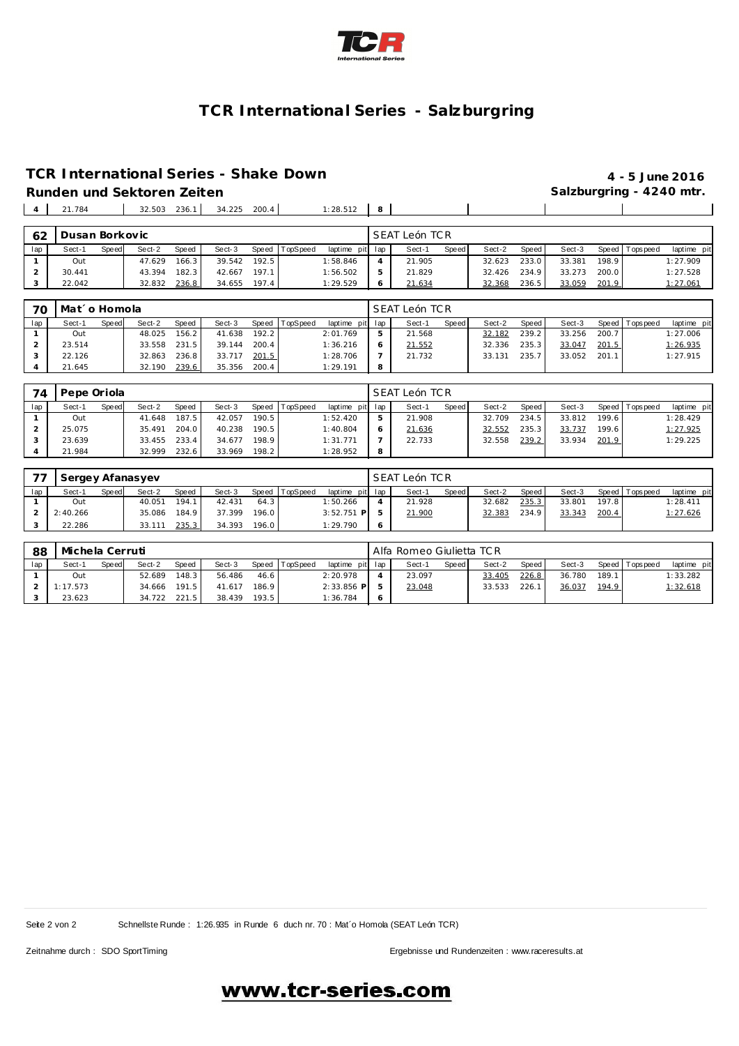# TCR International Series - Salzburgring

## TCR International Series - Shake Down

**4 - 5 June 2016**

### Runden und Sektoren Zeiten

**Salzburgring - 4240 mtr.**

| lap | Sect-1 | Speed | Sect-2 | Speed | Sect-3 | Speed | TopSpeed | laptime pit | lap | Sect-1 | Speed | Sect-2 | Speed | Sect-3 | Speed | Topspeed | laptime pit |
|---|---|---|---|---|---|---|---|---|---|---|---|---|---|---|---|---|---|
| 4 | 21.784 | | 32.503 | 236.1 | 34.225 | 200.4 | | 1:28.512 | 8 | | | | | | | | |

| 62 | Dusan Borkovic | | | | | | | | SEAT León TCR | | | | | | | | |
|---|---|---|---|---|---|---|---|---|---|---|---|---|---|---|---|---|---|
| lap | Sect-1 | Speed | Sect-2 | Speed | Sect-3 | Speed | TopSpeed | laptime pit | lap | Sect-1 | Speed | Sect-2 | Speed | Sect-3 | Speed | Topspeed | laptime pit |
| 1 | Out | | 47.629 | 166.3 | 39.542 | 192.5 | | 1:58.846 | 4 | 21.905 | | 32.623 | 233.0 | 33.381 | 198.9 | | 1:27.909 |
| 2 | 30.441 | | 43.394 | 182.3 | 42.667 | 197.1 | | 1:56.502 | 5 | 21.829 | | 32.426 | 234.9 | 33.273 | 200.0 | | 1:27.528 |
| 3 | 22.042 | | 32.832 | 236.8 | 34.655 | 197.4 | | 1:29.529 | 6 | 21.634 | | 32.368 | 236.5 | 33.059 | 201.9 | | 1:27.061 |

| 70 | Mat´o Homola | | | | | | | | SEAT León TCR | | | | | | | | |
|---|---|---|---|---|---|---|---|---|---|---|---|---|---|---|---|---|---|
| lap | Sect-1 | Speed | Sect-2 | Speed | Sect-3 | Speed | TopSpeed | laptime pit | lap | Sect-1 | Speed | Sect-2 | Speed | Sect-3 | Speed | Topspeed | laptime pit |
| 1 | Out | | 48.025 | 156.2 | 41.638 | 192.2 | | 2:01.769 | 5 | 21.568 | | 32.182 | 239.2 | 33.256 | 200.7 | | 1:27.006 |
| 2 | 23.514 | | 33.558 | 231.5 | 39.144 | 200.4 | | 1:36.216 | 6 | 21.552 | | 32.336 | 235.3 | 33.047 | 201.5 | | 1:26.935 |
| 3 | 22.126 | | 32.863 | 236.8 | 33.717 | 201.5 | | 1:28.706 | 7 | 21.732 | | 33.131 | 235.7 | 33.052 | 201.1 | | 1:27.915 |
| 4 | 21.645 | | 32.190 | 239.6 | 35.356 | 200.4 | | 1:29.191 | 8 | | | | | | | | |

| 74 | Pepe Oriola | | | | | | | | SEAT León TCR | | | | | | | | |
|---|---|---|---|---|---|---|---|---|---|---|---|---|---|---|---|---|---|
| lap | Sect-1 | Speed | Sect-2 | Speed | Sect-3 | Speed | TopSpeed | laptime pit | lap | Sect-1 | Speed | Sect-2 | Speed | Sect-3 | Speed | Topspeed | laptime pit |
| 1 | Out | | 41.648 | 187.5 | 42.057 | 190.5 | | 1:52.420 | 5 | 21.908 | | 32.709 | 234.5 | 33.812 | 199.6 | | 1:28.429 |
| 2 | 25.075 | | 35.491 | 204.0 | 40.238 | 190.5 | | 1:40.804 | 6 | 21.636 | | 32.552 | 235.3 | 33.737 | 199.6 | | 1:27.925 |
| 3 | 23.639 | | 33.455 | 233.4 | 34.677 | 198.9 | | 1:31.771 | 7 | 22.733 | | 32.558 | 239.2 | 33.934 | 201.9 | | 1:29.225 |
| 4 | 21.984 | | 32.999 | 232.6 | 33.969 | 198.2 | | 1:28.952 | 8 | | | | | | | | |

| 77 | Sergey Afanasyev | | | | | | | | SEAT León TCR | | | | | | | | |
|---|---|---|---|---|---|---|---|---|---|---|---|---|---|---|---|---|---|
| lap | Sect-1 | Speed | Sect-2 | Speed | Sect-3 | Speed | TopSpeed | laptime pit | lap | Sect-1 | Speed | Sect-2 | Speed | Sect-3 | Speed | Topspeed | laptime pit |
| 1 | Out | | 40.051 | 194.1 | 42.431 | 64.3 | | 1:50.266 | 4 | 21.928 | | 32.682 | 235.3 | 33.801 | 197.8 | | 1:28.411 |
| 2 | 2:40.266 | | 35.086 | 184.9 | 37.399 | 196.0 | | 3:52.751 P | 5 | 21.900 | | 32.383 | 234.9 | 33.343 | 200.4 | | 1:27.626 |
| 3 | 22.286 | | 33.111 | 235.3 | 34.393 | 196.0 | | 1:29.790 | 6 | | | | | | | | |

| 88 | Michela Cerruti | | | | | | | | Alfa Romeo Giulietta TCR | | | | | | | | |
|---|---|---|---|---|---|---|---|---|---|---|---|---|---|---|---|---|---|
| lap | Sect-1 | Speed | Sect-2 | Speed | Sect-3 | Speed | TopSpeed | laptime pit | lap | Sect-1 | Speed | Sect-2 | Speed | Sect-3 | Speed | Topspeed | laptime pit |
| 1 | Out | | 52.689 | 148.3 | 56.486 | 46.6 | | 2:20.978 | 4 | 23.097 | | 33.405 | 226.8 | 36.780 | 189.1 | | 1:33.282 |
| 2 | 1:17.573 | | 34.666 | 191.5 | 41.617 | 186.9 | | 2:33.856 P | 5 | 23.048 | | 33.533 | 226.1 | 36.037 | 194.9 | | 1:32.618 |
| 3 | 23.623 | | 34.722 | 221.5 | 38.439 | 193.5 | | 1:36.784 | 6 | | | | | | | | |

Schnellste Runde : 1:26.935 in Runde 6 duch nr. 70 : Mat´o Homola (SEAT León TCR)

Zeitnahme durch : SDO SportTiming

Ergebnisse und Rundenzeiten : www.raceresults.at

www.tcr-series.com